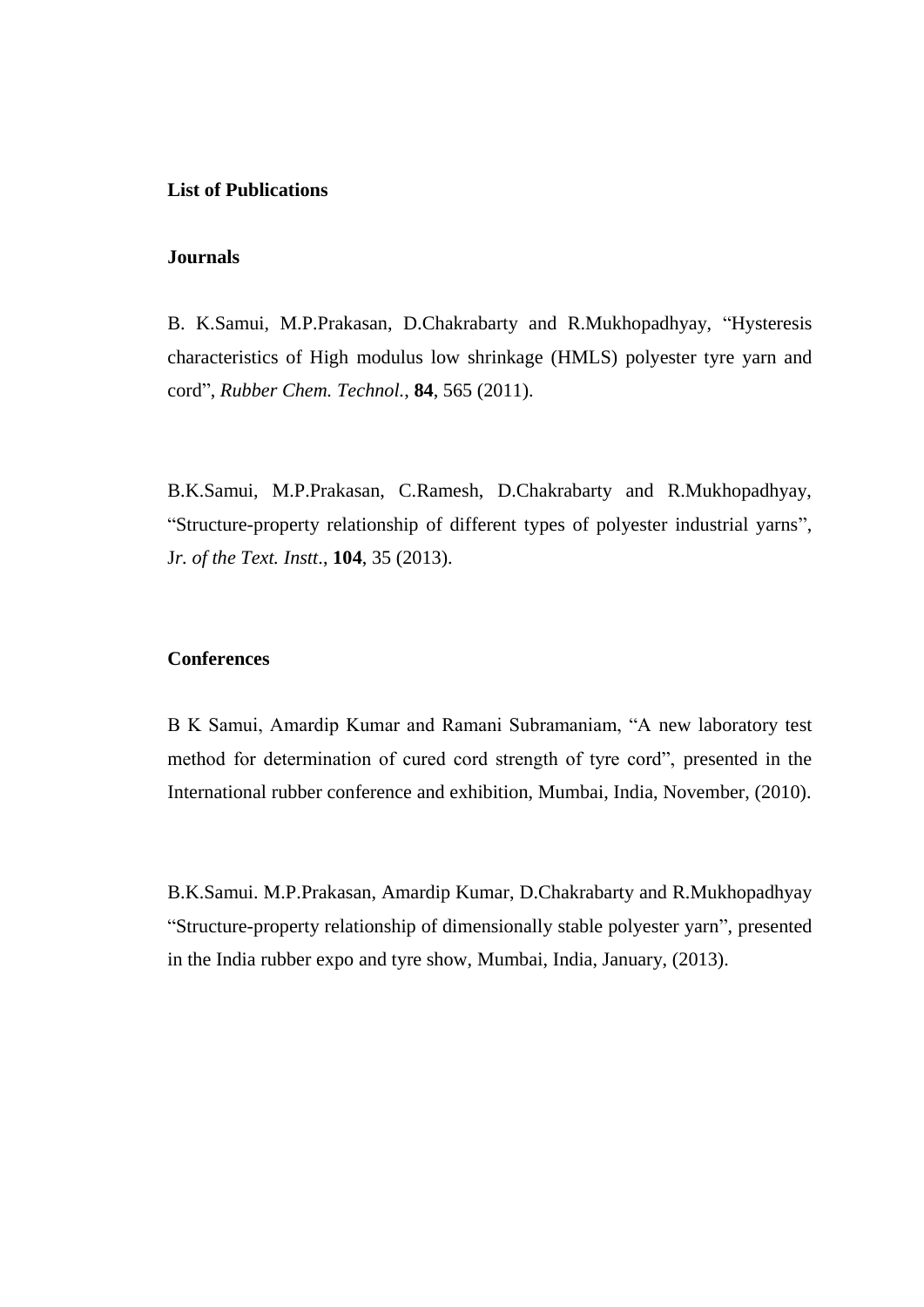**List of Publications**

**Journals**

B. K.Samui, M.P.Prakasan, D.Chakrabarty and R.Mukhopadhyay, "Hysteresis characteristics of High modulus low shrinkage (HMLS) polyester tyre yarn and cord", *Rubber Chem. Technol.*, **84**, 565 (2011).

B.K.Samui, M.P.Prakasan, C.Ramesh, D.Chakrabarty and R.Mukhopadhyay, "Structure-property relationship of different types of polyester industrial yarns", *Jr. of the Text. Instt*., **104**, 35 (2013).

**Conferences**

B K Samui, Amardip Kumar and Ramani Subramaniam, "A new laboratory test method for determination of cured cord strength of tyre cord", presented in the International rubber conference and exhibition, Mumbai, India, November, (2010).

B.K.Samui. M.P.Prakasan, Amardip Kumar, D.Chakrabarty and R.Mukhopadhyay "Structure-property relationship of dimensionally stable polyester yarn", presented in the India rubber expo and tyre show, Mumbai, India, January, (2013).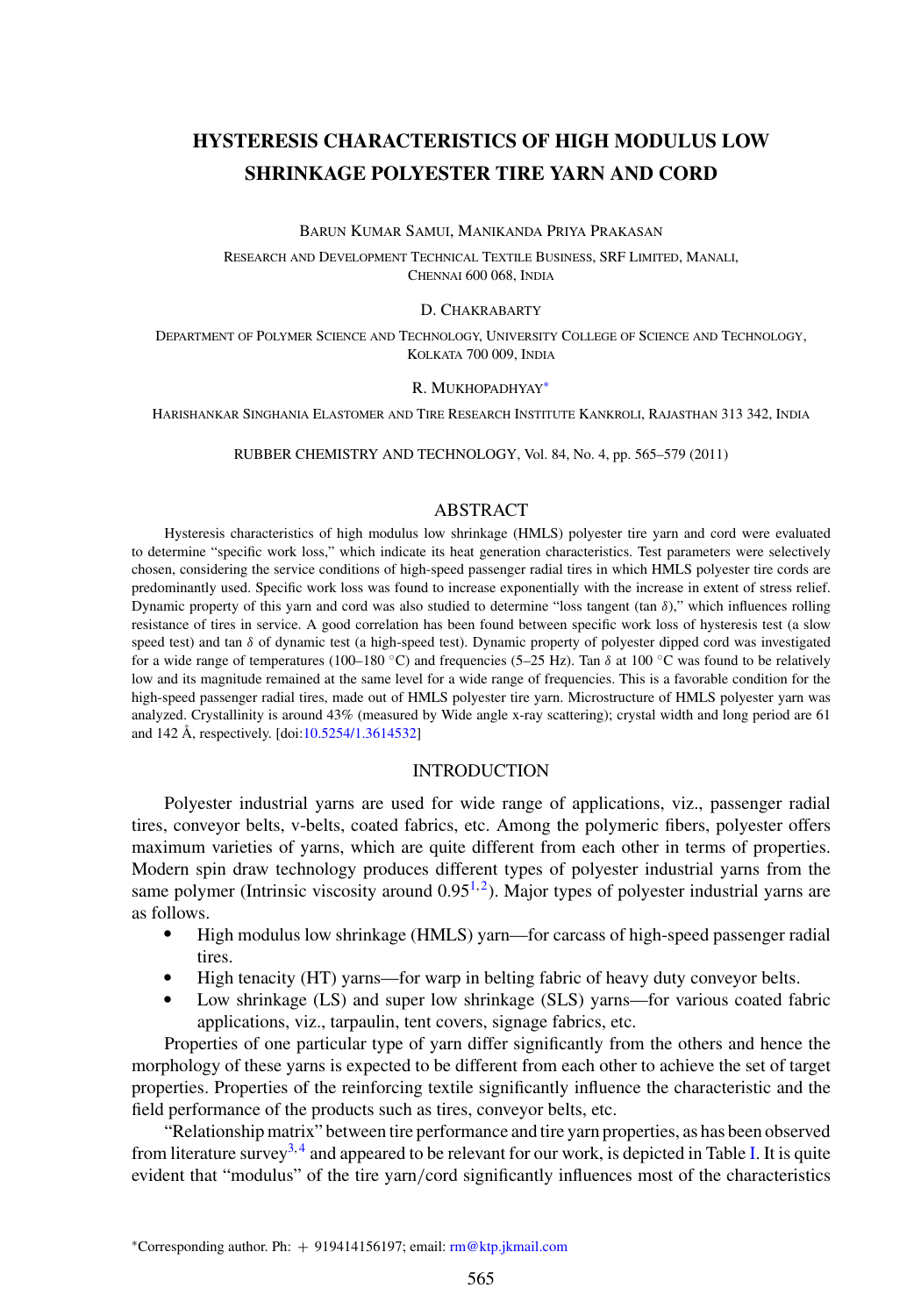# HYSTERESIS CHARACTERISTICS OF HIGH MODULUS LOW SHRINKAGE POLYESTER TIRE YARN AND CORD

BARUN KUMAR SAMUI, MANIKANDA PRIYA PRAKASAN

RESEARCH AND DEVELOPMENT TECHNICAL TEXTILE BUSINESS, SRF LIMITED, MANALI, CHENNAI 600 068, INDIA

D. CHAKRABARTY

DEPARTMENT OF POLYMER SCIENCE AND TECHNOLOGY, UNIVERSITY COLLEGE OF SCIENCE AND TECHNOLOGY, KOLKATA 700 009, INDIA

R. MUKHOPADHYAY*

HARISHANKAR SINGHANIA ELASTOMER AND TIRE RESEARCH INSTITUTE KANKROLI, RAJASTHAN 313 342, INDIA

RUBBER CHEMISTRY AND TECHNOLOGY, Vol. 84, No. 4, pp. 565–579 (2011)

## ABSTRACT

Hysteresis characteristics of high modulus low shrinkage (HMLS) polyester tire yarn and cord were evaluated to determine "specific work loss," which indicate its heat generation characteristics. Test parameters were selectively chosen, considering the service conditions of high-speed passenger radial tires in which HMLS polyester tire cords are predominantly used. Specific work loss was found to increase exponentially with the increase in extent of stress relief. Dynamic property of this yarn and cord was also studied to determine "loss tangent (tan $\delta$)," which influences rolling resistance of tires in service. A good correlation has been found between specific work loss of hysteresis test (a slow speed test) and tan $\delta$ of dynamic test (a high-speed test). Dynamic property of polyester dipped cord was investigated for a wide range of temperatures (100–180 °C) and frequencies (5–25 Hz). Tan $\delta$ at 100 °C was found to be relatively low and its magnitude remained at the same level for a wide range of frequencies. This is a favorable condition for the high-speed passenger radial tires, made out of HMLS polyester tire yarn. Microstructure of HMLS polyester yarn was analyzed. Crystallinity is around 43% (measured by Wide angle x-ray scattering); crystal width and long period are 61 and 142 Å, respectively. [doi:10.5254/1.3614532]

## INTRODUCTION

Polyester industrial yarns are used for wide range of applications, viz., passenger radial tires, conveyor belts, v-belts, coated fabrics, etc. Among the polymeric fibers, polyester offers maximum varieties of yarns, which are quite different from each other in terms of properties. Modern spin draw technology produces different types of polyester industrial yarns from the same polymer (Intrinsic viscosity around 0.95[1,2]). Major types of polyester industrial yarns are as follows.

- High modulus low shrinkage (HMLS) yarn—for carcass of high-speed passenger radial tires.
- High tenacity (HT) yarns—for warp in belting fabric of heavy duty conveyor belts.
- Low shrinkage (LS) and super low shrinkage (SLS) yarns—for various coated fabric applications, viz., tarpaulin, tent covers, signage fabrics, etc.

Properties of one particular type of yarn differ significantly from the others and hence the morphology of these yarns is expected to be different from each other to achieve the set of target properties. Properties of the reinforcing textile significantly influence the characteristic and the field performance of the products such as tires, conveyor belts, etc.

"Relationship matrix" between tire performance and tire yarn properties, as has been observed from literature survey[3,4] and appeared to be relevant for our work, is depicted in Table I. It is quite evident that "modulus" of the tire yarn/cord significantly influences most of the characteristics

*Corresponding author. Ph: + 919414156197; email: rm@ktp.jkmail.com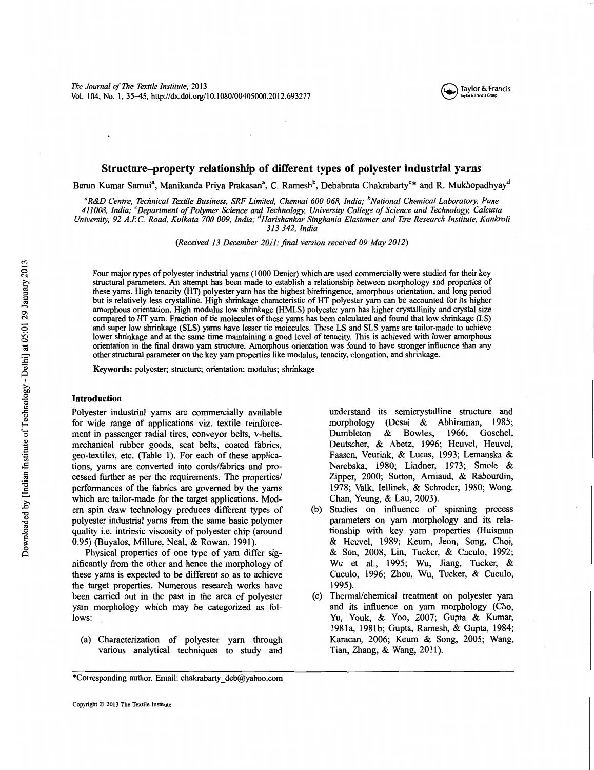# Structure–property relationship of different types of polyester industrial yarns

Barun Kumar Samui[a], Manikanda Priya Prakasan[a], C. Ramesh[b], Debabrata Chakrabarty[c]* and R. Mukhopadhyay[d]

[a]*R&D Centre, Technical Textile Business, SRF Limited, Chennai 600 068, India;* [b]*National Chemical Laboratory, Pune 411008, India;* [c]*Department of Polymer Science and Technology, University College of Science and Technology, Calcutta University, 92 A.P.C. Road, Kolkata 700 009, India;* [d]*Harishankar Singhania Elastomer and Tire Research Institute, Kankroli 313 342, India*

*(Received 13 December 2011; final version received 09 May 2012)*

Four major types of polyester industrial yarns (1000 Denier) which are used commercially were studied for their key structural parameters. An attempt has been made to establish a relationship between morphology and properties of these yarns. High tenacity (HT) polyester yarn has the highest birefringence, amorphous orientation, and long period but is relatively less crystalline. High shrinkage characteristic of HT polyester yarn can be accounted for its higher amorphous orientation. High modulus low shrinkage (HMLS) polyester yarn has higher crystallinity and crystal size compared to HT yarn. Fraction of tie molecules of these yarns has been calculated and found that low shrinkage (LS) and super low shrinkage (SLS) yarns have lesser tie molecules. These LS and SLS yarns are tailor-made to achieve lower shrinkage and at the same time maintaining a good level of tenacity. This is achieved with lower amorphous orientation in the final drawn yarn structure. Amorphous orientation was found to have stronger influence than any other structural parameter on the key yarn properties like modulus, tenacity, elongation, and shrinkage.

**Keywords:** polyester; structure; orientation; modulus; shrinkage

## Introduction

Polyester industrial yarns are commercially available for wide range of applications viz. textile reinforcement in passenger radial tires, conveyor belts, v-belts, mechanical rubber goods, seat belts, coated fabrics, geo-textiles, etc. (Table 1). For each of these applications, yarns are converted into cords/fabrics and processed further as per the requirements. The properties/performances of the fabrics are governed by the yarns which are tailor-made for the target applications. Modern spin draw technology produces different types of polyester industrial yarns from the same basic polymer quality i.e. intrinsic viscosity of polyester chip (around 0.95) (Buyalos, Millure, Neal, & Rowan, 1991).

Physical properties of one type of yarn differ significantly from the other and hence the morphology of these yarns is expected to be different so as to achieve the target properties. Numerous research works have been carried out in the past in the area of polyester yarn morphology which may be categorized as follows:

(a) Characterization of polyester yarn through various analytical techniques to study and understand its semicrystalline structure and morphology (Desai & Abhiraman, 1985; Dumbleton & Bowles, 1966; Goschel, Deutscher, & Abetz, 1996; Heuvel, Heuvel, Faasen, Veurink, & Lucas, 1993; Lemanska & Narebska, 1980; Lindner, 1973; Smole & Zipper, 2000; Sotton, Arniaud, & Rabourdin, 1978; Valk, Iellinek, & Schroder, 1980; Wong, Chan, Yeung, & Lau, 2003).
(b) Studies on influence of spinning process parameters on yarn morphology and its relationship with key yarn properties (Huisman & Heuvel, 1989; Keum, Jeon, Song, Choi, & Son, 2008, Lin, Tucker, & Cuculo, 1992; Wu et al., 1995; Wu, Jiang, Tucker, & Cuculo, 1996; Zhou, Wu, Tucker, & Cuculo, 1995).
(c) Thermal/chemical treatment on polyester yarn and its influence on yarn morphology (Cho, Yu, Youk, & Yoo, 2007; Gupta & Kumar, 1981a, 1981b; Gupta, Ramesh, & Gupta, 1984; Karacan, 2006; Keum & Song, 2005; Wang, Tian, Zhang, & Wang, 2011).

*Corresponding author. Email: chakrabarty_deb@yahoo.com

Copyright © 2013 The Textile Institute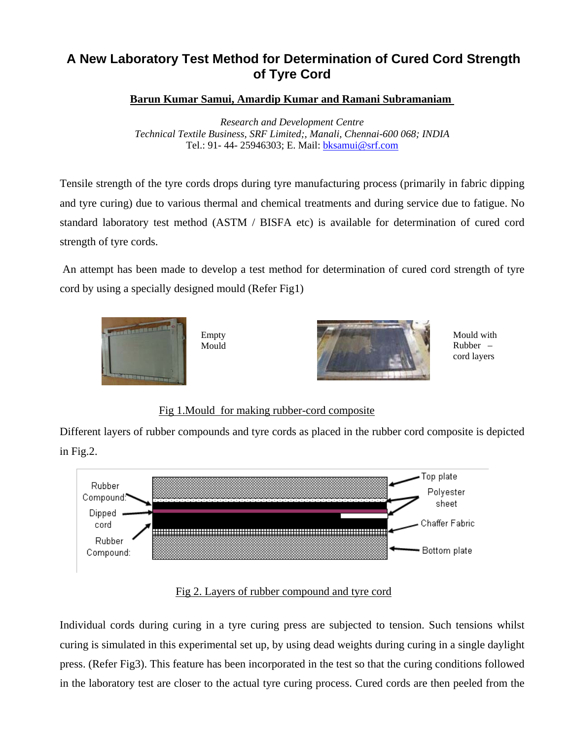# A New Laboratory Test Method for Determination of Cured Cord Strength of Tyre Cord

**Barun Kumar Samui, Amardip Kumar and Ramani Subramaniam**

*Research and Development Centre*
*Technical Textile Business, SRF Limited;, Manali, Chennai-600 068; INDIA*
Tel.: 91- 44- 25946303; E. Mail: bksamui@srf.com

Tensile strength of the tyre cords drops during tyre manufacturing process (primarily in fabric dipping and tyre curing) due to various thermal and chemical treatments and during service due to fatigue. No standard laboratory test method (ASTM / BISFA etc) is available for determination of cured cord strength of tyre cords.

An attempt has been made to develop a test method for determination of cured cord strength of tyre cord by using a specially designed mould (Refer Fig1)

Empty Mould

Mould with Rubber – cord layers

Fig 1.Mould for making rubber-cord composite

Different layers of rubber compounds and tyre cords as placed in the rubber cord composite is depicted in Fig.2.

Rubber Compound: | Dipped cord | Rubber Compound: | Top plate | Polyester sheet | Chaffer Fabric | Bottom plate

Fig 2. Layers of rubber compound and tyre cord

Individual cords during curing in a tyre curing press are subjected to tension. Such tensions whilst curing is simulated in this experimental set up, by using dead weights during curing in a single daylight press. (Refer Fig3). This feature has been incorporated in the test so that the curing conditions followed in the laboratory test are closer to the actual tyre curing process. Cured cords are then peeled from the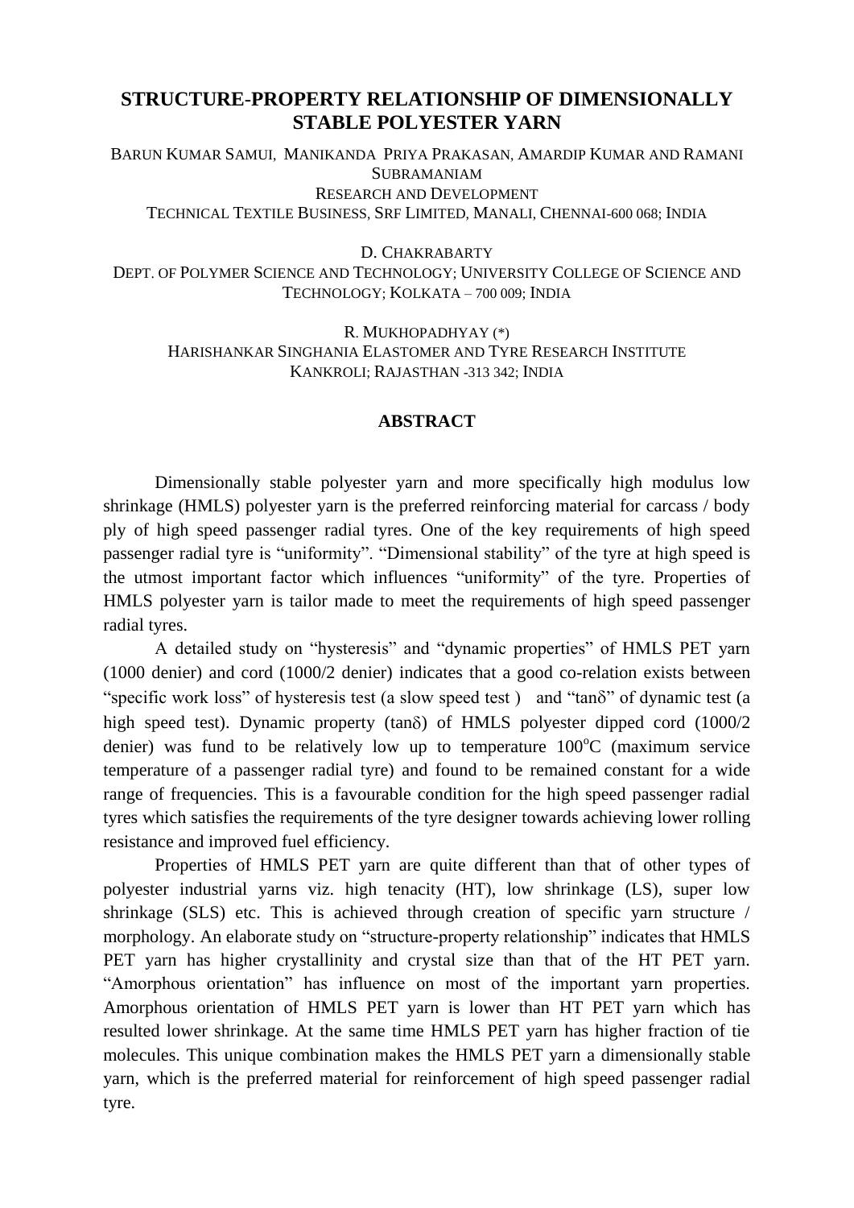# STRUCTURE-PROPERTY RELATIONSHIP OF DIMENSIONALLY STABLE POLYESTER YARN

BARUN KUMAR SAMUI, MANIKANDA PRIYA PRAKASAN, AMARDIP KUMAR AND RAMANI SUBRAMANIAM
RESEARCH AND DEVELOPMENT
TECHNICAL TEXTILE BUSINESS, SRF LIMITED, MANALI, CHENNAI-600 068; INDIA

D. CHAKRABARTY
DEPT. OF POLYMER SCIENCE AND TECHNOLOGY; UNIVERSITY COLLEGE OF SCIENCE AND TECHNOLOGY; KOLKATA – 700 009; INDIA

R. MUKHOPADHYAY (*)
HARISHANKAR SINGHANIA ELASTOMER AND TYRE RESEARCH INSTITUTE
KANKROLI; RAJASTHAN -313 342; INDIA

## ABSTRACT

Dimensionally stable polyester yarn and more specifically high modulus low shrinkage (HMLS) polyester yarn is the preferred reinforcing material for carcass / body ply of high speed passenger radial tyres. One of the key requirements of high speed passenger radial tyre is "uniformity". "Dimensional stability" of the tyre at high speed is the utmost important factor which influences "uniformity" of the tyre. Properties of HMLS polyester yarn is tailor made to meet the requirements of high speed passenger radial tyres.

A detailed study on "hysteresis" and "dynamic properties" of HMLS PET yarn (1000 denier) and cord (1000/2 denier) indicates that a good co-relation exists between "specific work loss" of hysteresis test (a slow speed test ) and "tan$\delta$" of dynamic test (a high speed test). Dynamic property (tan$\delta$) of HMLS polyester dipped cord (1000/2 denier) was fund to be relatively low up to temperature 100$^{o}$C (maximum service temperature of a passenger radial tyre) and found to be remained constant for a wide range of frequencies. This is a favourable condition for the high speed passenger radial tyres which satisfies the requirements of the tyre designer towards achieving lower rolling resistance and improved fuel efficiency.

Properties of HMLS PET yarn are quite different than that of other types of polyester industrial yarns viz. high tenacity (HT), low shrinkage (LS), super low shrinkage (SLS) etc. This is achieved through creation of specific yarn structure / morphology. An elaborate study on "structure-property relationship" indicates that HMLS PET yarn has higher crystallinity and crystal size than that of the HT PET yarn. "Amorphous orientation" has influence on most of the important yarn properties. Amorphous orientation of HMLS PET yarn is lower than HT PET yarn which has resulted lower shrinkage. At the same time HMLS PET yarn has higher fraction of tie molecules. This unique combination makes the HMLS PET yarn a dimensionally stable yarn, which is the preferred material for reinforcement of high speed passenger radial tyre.